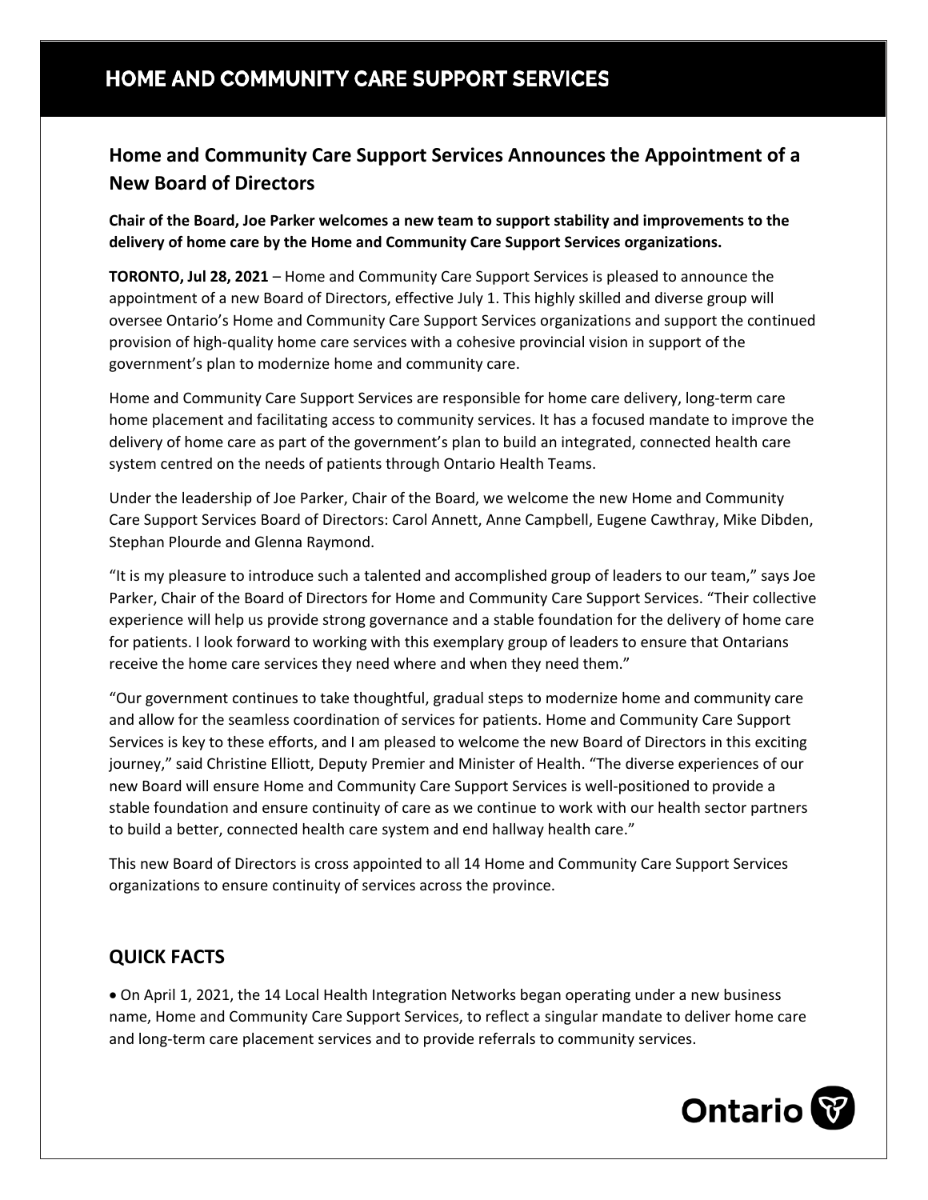# HOME AND COMMUNITY CARE SUPPORT SERVICES

## Home and Community Care Support Services Announces the Appointment of a New Board of Directors

**Chair of the Board, Joe Parker welcomes a new team to support stability and improvements to the delivery of home care by the Home and Community Care Support Services organizations.**

**TORONTO, Jul 28, 2021** – Home and Community Care Support Services is pleased to announce the appointment of a new Board of Directors, effective July 1. This highly skilled and diverse group will oversee Ontario's Home and Community Care Support Services organizations and support the continued provision of high-quality home care services with a cohesive provincial vision in support of the government's plan to modernize home and community care.

Home and Community Care Support Services are responsible for home care delivery, long-term care home placement and facilitating access to community services. It has a focused mandate to improve the delivery of home care as part of the government's plan to build an integrated, connected health care system centred on the needs of patients through Ontario Health Teams.

Under the leadership of Joe Parker, Chair of the Board, we welcome the new Home and Community Care Support Services Board of Directors: Carol Annett, Anne Campbell, Eugene Cawthray, Mike Dibden, Stephan Plourde and Glenna Raymond.

"It is my pleasure to introduce such a talented and accomplished group of leaders to our team," says Joe Parker, Chair of the Board of Directors for Home and Community Care Support Services. "Their collective experience will help us provide strong governance and a stable foundation for the delivery of home care for patients. I look forward to working with this exemplary group of leaders to ensure that Ontarians receive the home care services they need where and when they need them."

"Our government continues to take thoughtful, gradual steps to modernize home and community care and allow for the seamless coordination of services for patients. Home and Community Care Support Services is key to these efforts, and I am pleased to welcome the new Board of Directors in this exciting journey," said Christine Elliott, Deputy Premier and Minister of Health. "The diverse experiences of our new Board will ensure Home and Community Care Support Services is well-positioned to provide a stable foundation and ensure continuity of care as we continue to work with our health sector partners to build a better, connected health care system and end hallway health care."

This new Board of Directors is cross appointed to all 14 Home and Community Care Support Services organizations to ensure continuity of services across the province.

## QUICK FACTS

- On April 1, 2021, the 14 Local Health Integration Networks began operating under a new business name, Home and Community Care Support Services, to reflect a singular mandate to deliver home care and long-term care placement services and to provide referrals to community services.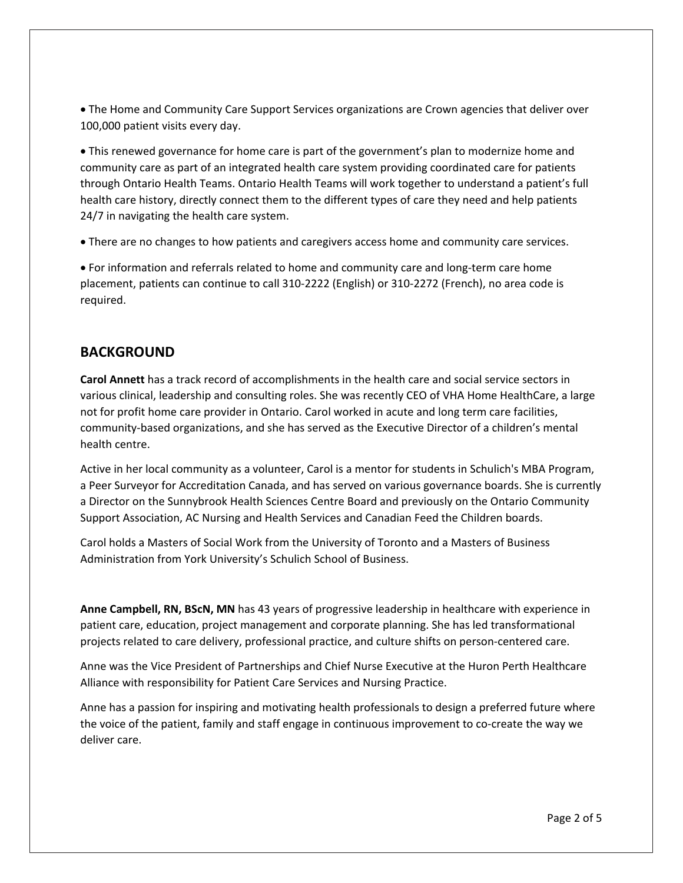- The Home and Community Care Support Services organizations are Crown agencies that deliver over 100,000 patient visits every day.

- This renewed governance for home care is part of the government's plan to modernize home and community care as part of an integrated health care system providing coordinated care for patients through Ontario Health Teams. Ontario Health Teams will work together to understand a patient's full health care history, directly connect them to the different types of care they need and help patients 24/7 in navigating the health care system.

- There are no changes to how patients and caregivers access home and community care services.

- For information and referrals related to home and community care and long-term care home placement, patients can continue to call 310-2222 (English) or 310-2272 (French), no area code is required.

## BACKGROUND

**Carol Annett** has a track record of accomplishments in the health care and social service sectors in various clinical, leadership and consulting roles. She was recently CEO of VHA Home HealthCare, a large not for profit home care provider in Ontario. Carol worked in acute and long term care facilities, community-based organizations, and she has served as the Executive Director of a children's mental health centre.

Active in her local community as a volunteer, Carol is a mentor for students in Schulich's MBA Program, a Peer Surveyor for Accreditation Canada, and has served on various governance boards. She is currently a Director on the Sunnybrook Health Sciences Centre Board and previously on the Ontario Community Support Association, AC Nursing and Health Services and Canadian Feed the Children boards.

Carol holds a Masters of Social Work from the University of Toronto and a Masters of Business Administration from York University's Schulich School of Business.

**Anne Campbell, RN, BScN, MN** has 43 years of progressive leadership in healthcare with experience in patient care, education, project management and corporate planning. She has led transformational projects related to care delivery, professional practice, and culture shifts on person-centered care.

Anne was the Vice President of Partnerships and Chief Nurse Executive at the Huron Perth Healthcare Alliance with responsibility for Patient Care Services and Nursing Practice.

Anne has a passion for inspiring and motivating health professionals to design a preferred future where the voice of the patient, family and staff engage in continuous improvement to co-create the way we deliver care.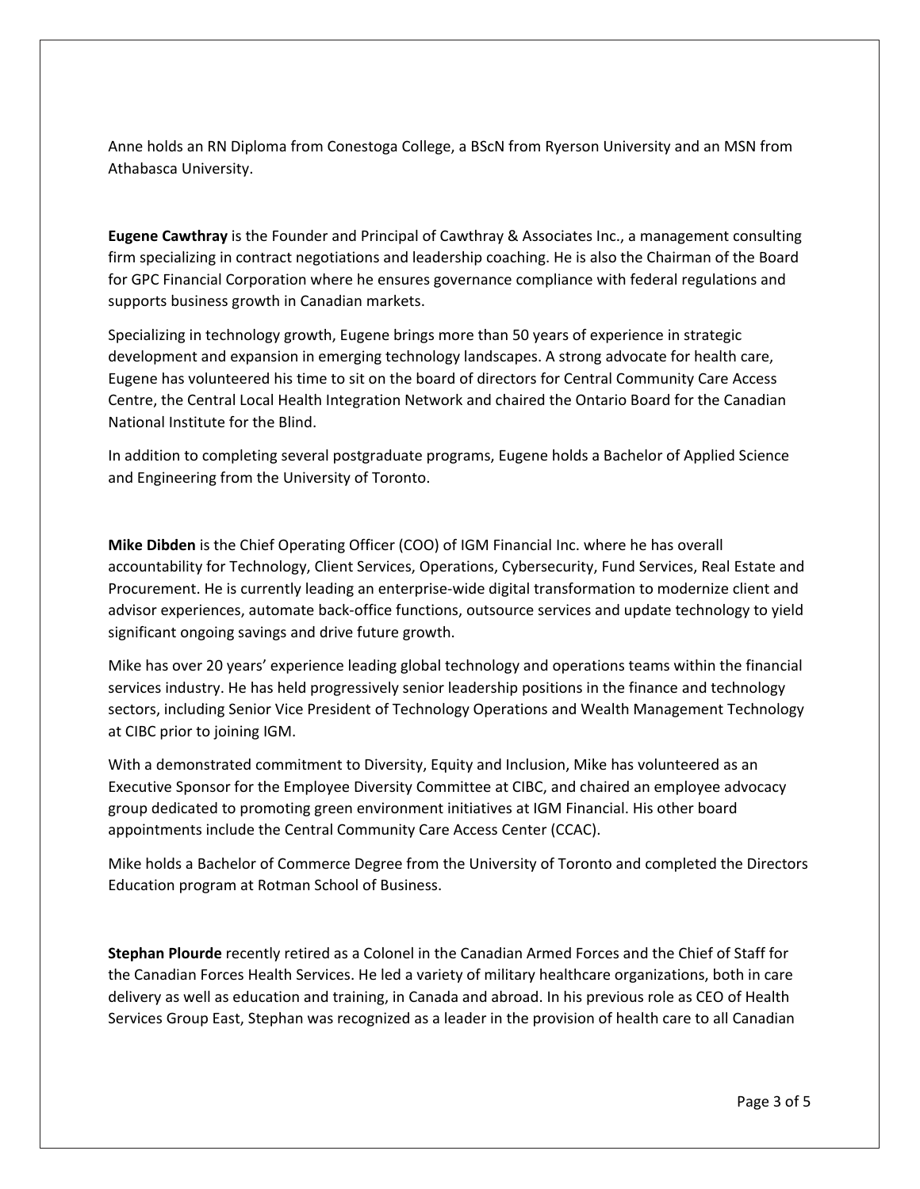Anne holds an RN Diploma from Conestoga College, a BScN from Ryerson University and an MSN from Athabasca University.

**Eugene Cawthray** is the Founder and Principal of Cawthray & Associates Inc., a management consulting firm specializing in contract negotiations and leadership coaching. He is also the Chairman of the Board for GPC Financial Corporation where he ensures governance compliance with federal regulations and supports business growth in Canadian markets.

Specializing in technology growth, Eugene brings more than 50 years of experience in strategic development and expansion in emerging technology landscapes. A strong advocate for health care, Eugene has volunteered his time to sit on the board of directors for Central Community Care Access Centre, the Central Local Health Integration Network and chaired the Ontario Board for the Canadian National Institute for the Blind.

In addition to completing several postgraduate programs, Eugene holds a Bachelor of Applied Science and Engineering from the University of Toronto.

**Mike Dibden** is the Chief Operating Officer (COO) of IGM Financial Inc. where he has overall accountability for Technology, Client Services, Operations, Cybersecurity, Fund Services, Real Estate and Procurement. He is currently leading an enterprise-wide digital transformation to modernize client and advisor experiences, automate back-office functions, outsource services and update technology to yield significant ongoing savings and drive future growth.

Mike has over 20 years' experience leading global technology and operations teams within the financial services industry. He has held progressively senior leadership positions in the finance and technology sectors, including Senior Vice President of Technology Operations and Wealth Management Technology at CIBC prior to joining IGM.

With a demonstrated commitment to Diversity, Equity and Inclusion, Mike has volunteered as an Executive Sponsor for the Employee Diversity Committee at CIBC, and chaired an employee advocacy group dedicated to promoting green environment initiatives at IGM Financial. His other board appointments include the Central Community Care Access Center (CCAC).

Mike holds a Bachelor of Commerce Degree from the University of Toronto and completed the Directors Education program at Rotman School of Business.

**Stephan Plourde** recently retired as a Colonel in the Canadian Armed Forces and the Chief of Staff for the Canadian Forces Health Services. He led a variety of military healthcare organizations, both in care delivery as well as education and training, in Canada and abroad. In his previous role as CEO of Health Services Group East, Stephan was recognized as a leader in the provision of health care to all Canadian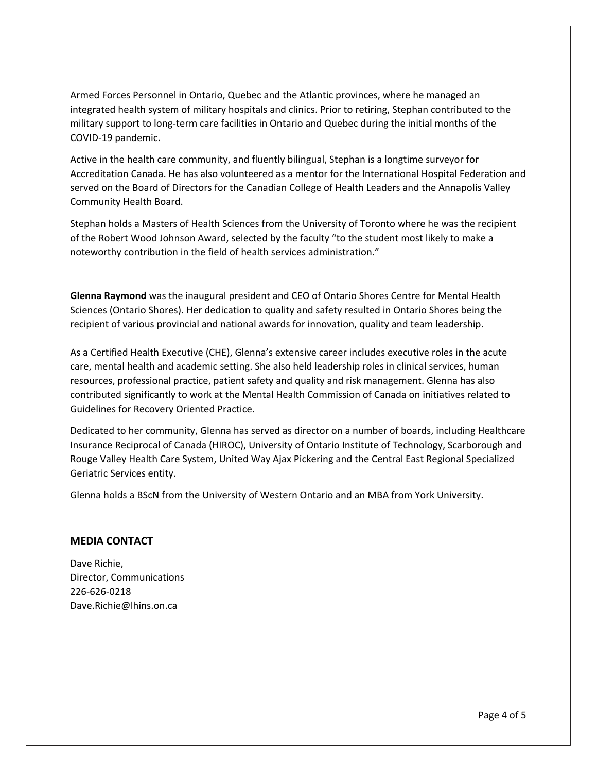Armed Forces Personnel in Ontario, Quebec and the Atlantic provinces, where he managed an integrated health system of military hospitals and clinics. Prior to retiring, Stephan contributed to the military support to long-term care facilities in Ontario and Quebec during the initial months of the COVID-19 pandemic.

Active in the health care community, and fluently bilingual, Stephan is a longtime surveyor for Accreditation Canada. He has also volunteered as a mentor for the International Hospital Federation and served on the Board of Directors for the Canadian College of Health Leaders and the Annapolis Valley Community Health Board.

Stephan holds a Masters of Health Sciences from the University of Toronto where he was the recipient of the Robert Wood Johnson Award, selected by the faculty "to the student most likely to make a noteworthy contribution in the field of health services administration."

**Glenna Raymond** was the inaugural president and CEO of Ontario Shores Centre for Mental Health Sciences (Ontario Shores). Her dedication to quality and safety resulted in Ontario Shores being the recipient of various provincial and national awards for innovation, quality and team leadership.

As a Certified Health Executive (CHE), Glenna's extensive career includes executive roles in the acute care, mental health and academic setting. She also held leadership roles in clinical services, human resources, professional practice, patient safety and quality and risk management. Glenna has also contributed significantly to work at the Mental Health Commission of Canada on initiatives related to Guidelines for Recovery Oriented Practice.

Dedicated to her community, Glenna has served as director on a number of boards, including Healthcare Insurance Reciprocal of Canada (HIROC), University of Ontario Institute of Technology, Scarborough and Rouge Valley Health Care System, United Way Ajax Pickering and the Central East Regional Specialized Geriatric Services entity.

Glenna holds a BScN from the University of Western Ontario and an MBA from York University.

## MEDIA CONTACT

Dave Richie,
Director, Communications
226-626-0218
Dave.Richie@lhins.on.ca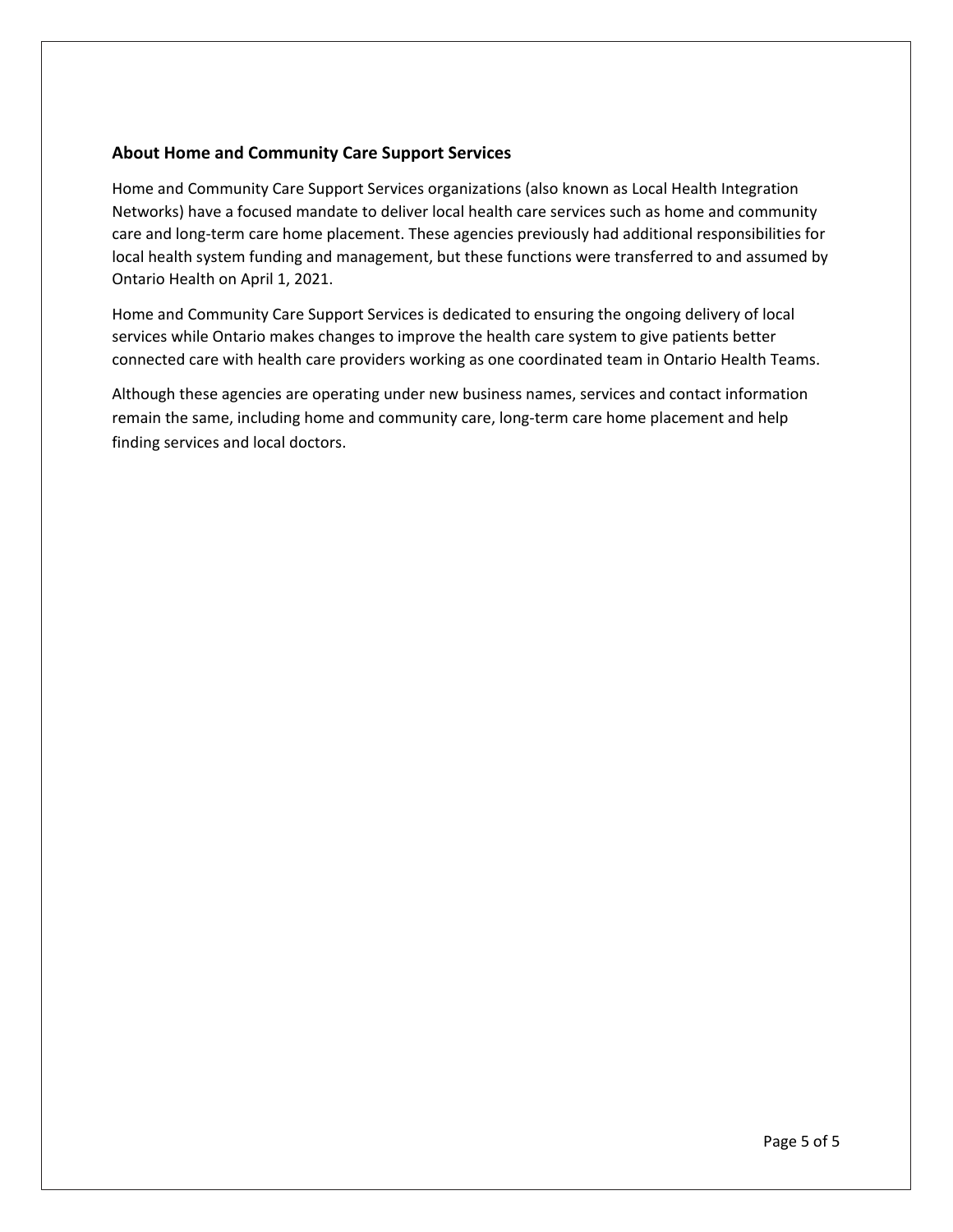### About Home and Community Care Support Services

Home and Community Care Support Services organizations (also known as Local Health Integration Networks) have a focused mandate to deliver local health care services such as home and community care and long-term care home placement. These agencies previously had additional responsibilities for local health system funding and management, but these functions were transferred to and assumed by Ontario Health on April 1, 2021.

Home and Community Care Support Services is dedicated to ensuring the ongoing delivery of local services while Ontario makes changes to improve the health care system to give patients better connected care with health care providers working as one coordinated team in Ontario Health Teams.

Although these agencies are operating under new business names, services and contact information remain the same, including home and community care, long-term care home placement and help finding services and local doctors.